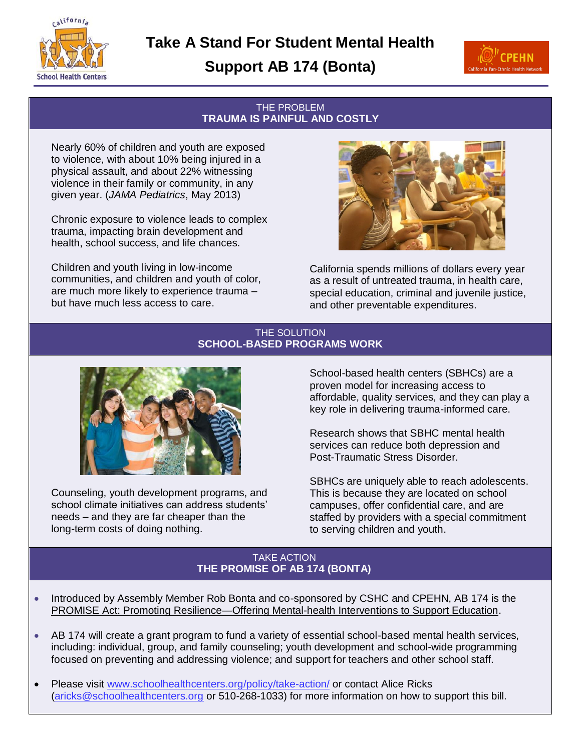# Take A Stand For Student Mental Health

# Support AB 174 (Bonta)

## THE PROBLEM
## TRAUMA IS PAINFUL AND COSTLY

Nearly 60% of children and youth are exposed to violence, with about 10% being injured in a physical assault, and about 22% witnessing violence in their family or community, in any given year. (*JAMA Pediatrics*, May 2013)

Chronic exposure to violence leads to complex trauma, impacting brain development and health, school success, and life chances.

Children and youth living in low-income communities, and children and youth of color, are much more likely to experience trauma – but have much less access to care.

California spends millions of dollars every year as a result of untreated trauma, in health care, special education, criminal and juvenile justice, and other preventable expenditures.

## THE SOLUTION
## SCHOOL-BASED PROGRAMS WORK

Counseling, youth development programs, and school climate initiatives can address students' needs – and they are far cheaper than the long-term costs of doing nothing.

School-based health centers (SBHCs) are a proven model for increasing access to affordable, quality services, and they can play a key role in delivering trauma-informed care.

Research shows that SBHC mental health services can reduce both depression and Post-Traumatic Stress Disorder.

SBHCs are uniquely able to reach adolescents. This is because they are located on school campuses, offer confidential care, and are staffed by providers with a special commitment to serving children and youth.

## TAKE ACTION
## THE PROMISE OF AB 174 (BONTA)

- Introduced by Assembly Member Rob Bonta and co-sponsored by CSHC and CPEHN, AB 174 is the PROMISE Act: Promoting Resilience—Offering Mental-health Interventions to Support Education.
- AB 174 will create a grant program to fund a variety of essential school-based mental health services, including: individual, group, and family counseling; youth development and school-wide programming focused on preventing and addressing violence; and support for teachers and other school staff.
- Please visit www.schoolhealthcenters.org/policy/take-action/ or contact Alice Ricks (aricks@schoolhealthcenters.org or 510-268-1033) for more information on how to support this bill.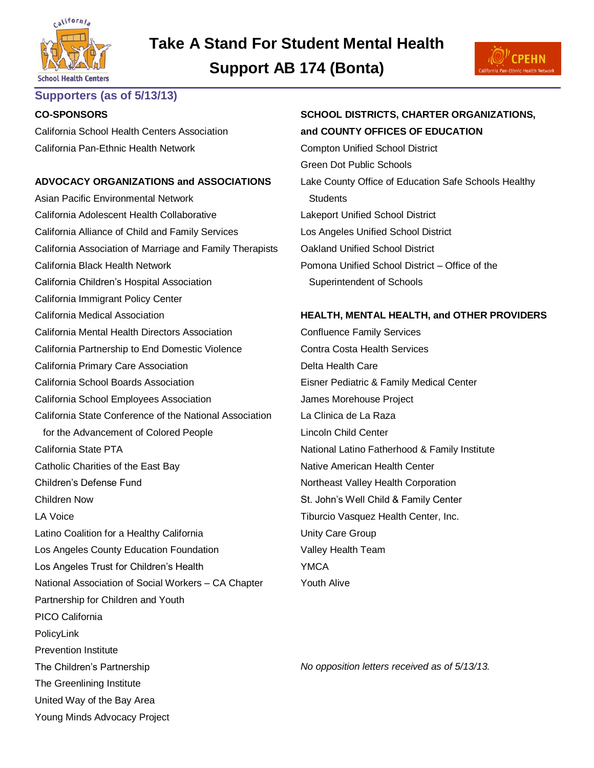# Take A Stand For Student Mental Health

# Support AB 174 (Bonta)

## Supporters (as of 5/13/13)

**CO-SPONSORS**

California School Health Centers Association
California Pan-Ethnic Health Network

**ADVOCACY ORGANIZATIONS and ASSOCIATIONS**

Asian Pacific Environmental Network
California Adolescent Health Collaborative
California Alliance of Child and Family Services
California Association of Marriage and Family Therapists
California Black Health Network
California Children's Hospital Association
California Immigrant Policy Center
California Medical Association
California Mental Health Directors Association
California Partnership to End Domestic Violence
California Primary Care Association
California School Boards Association
California School Employees Association
California State Conference of the National Association for the Advancement of Colored People
California State PTA
Catholic Charities of the East Bay
Children's Defense Fund
Children Now
LA Voice
Latino Coalition for a Healthy California
Los Angeles County Education Foundation
Los Angeles Trust for Children's Health
National Association of Social Workers – CA Chapter
Partnership for Children and Youth
PICO California
PolicyLink
Prevention Institute
The Children's Partnership
The Greenlining Institute
United Way of the Bay Area
Young Minds Advocacy Project

**SCHOOL DISTRICTS, CHARTER ORGANIZATIONS, and COUNTY OFFICES OF EDUCATION**

Compton Unified School District
Green Dot Public Schools
Lake County Office of Education Safe Schools Healthy Students
Lakeport Unified School District
Los Angeles Unified School District
Oakland Unified School District
Pomona Unified School District – Office of the Superintendent of Schools

**HEALTH, MENTAL HEALTH, and OTHER PROVIDERS**

Confluence Family Services
Contra Costa Health Services
Delta Health Care
Eisner Pediatric & Family Medical Center
James Morehouse Project
La Clinica de La Raza
Lincoln Child Center
National Latino Fatherhood & Family Institute
Native American Health Center
Northeast Valley Health Corporation
St. John's Well Child & Family Center
Tiburcio Vasquez Health Center, Inc.
Unity Care Group
Valley Health Team
YMCA
Youth Alive

*No opposition letters received as of 5/13/13.*